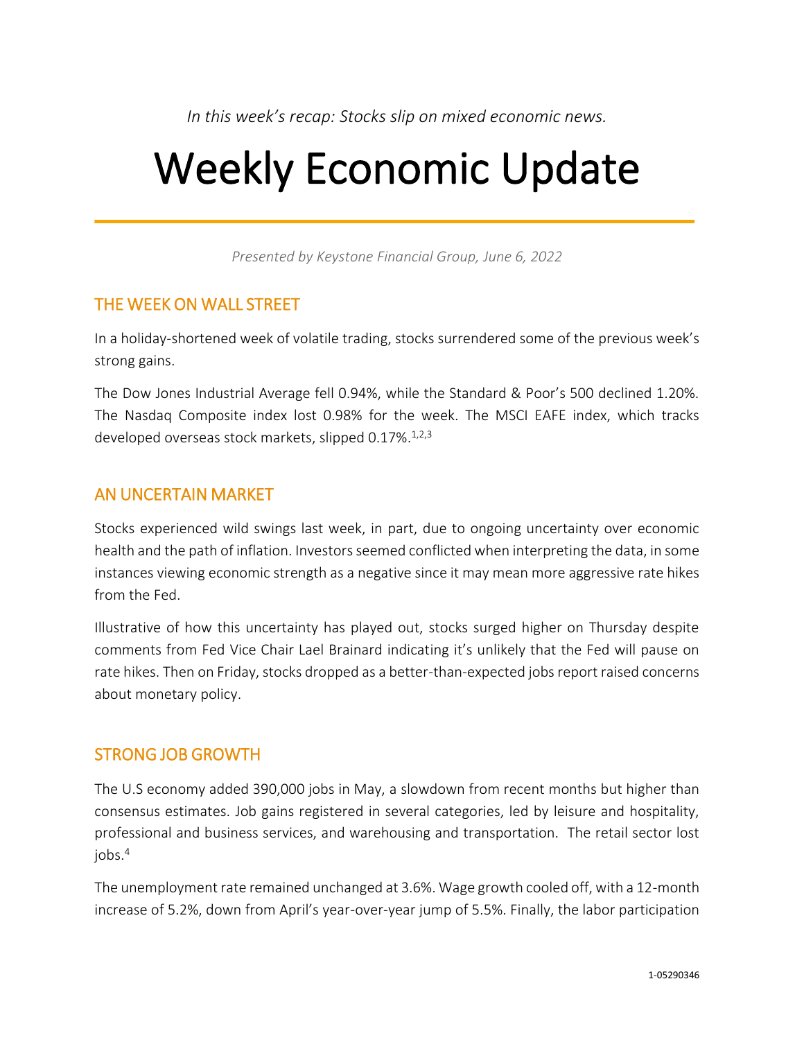*In this week's recap: Stocks slip on mixed economic news.*

# Weekly Economic Update

*Presented by Keystone Financial Group, June 6, 2022*

## THE WEEK ON WALL STREET

In a holiday-shortened week of volatile trading, stocks surrendered some of the previous week's strong gains.

The Dow Jones Industrial Average fell 0.94%, while the Standard & Poor's 500 declined 1.20%. The Nasdaq Composite index lost 0.98% for the week. The MSCI EAFE index, which tracks developed overseas stock markets, slipped 0.17%.[1,2,3]

## AN UNCERTAIN MARKET

Stocks experienced wild swings last week, in part, due to ongoing uncertainty over economic health and the path of inflation. Investors seemed conflicted when interpreting the data, in some instances viewing economic strength as a negative since it may mean more aggressive rate hikes from the Fed.

Illustrative of how this uncertainty has played out, stocks surged higher on Thursday despite comments from Fed Vice Chair Lael Brainard indicating it's unlikely that the Fed will pause on rate hikes. Then on Friday, stocks dropped as a better-than-expected jobs report raised concerns about monetary policy.

## STRONG JOB GROWTH

The U.S economy added 390,000 jobs in May, a slowdown from recent months but higher than consensus estimates. Job gains registered in several categories, led by leisure and hospitality, professional and business services, and warehousing and transportation. The retail sector lost jobs.[4]

The unemployment rate remained unchanged at 3.6%. Wage growth cooled off, with a 12-month increase of 5.2%, down from April's year-over-year jump of 5.5%. Finally, the labor participation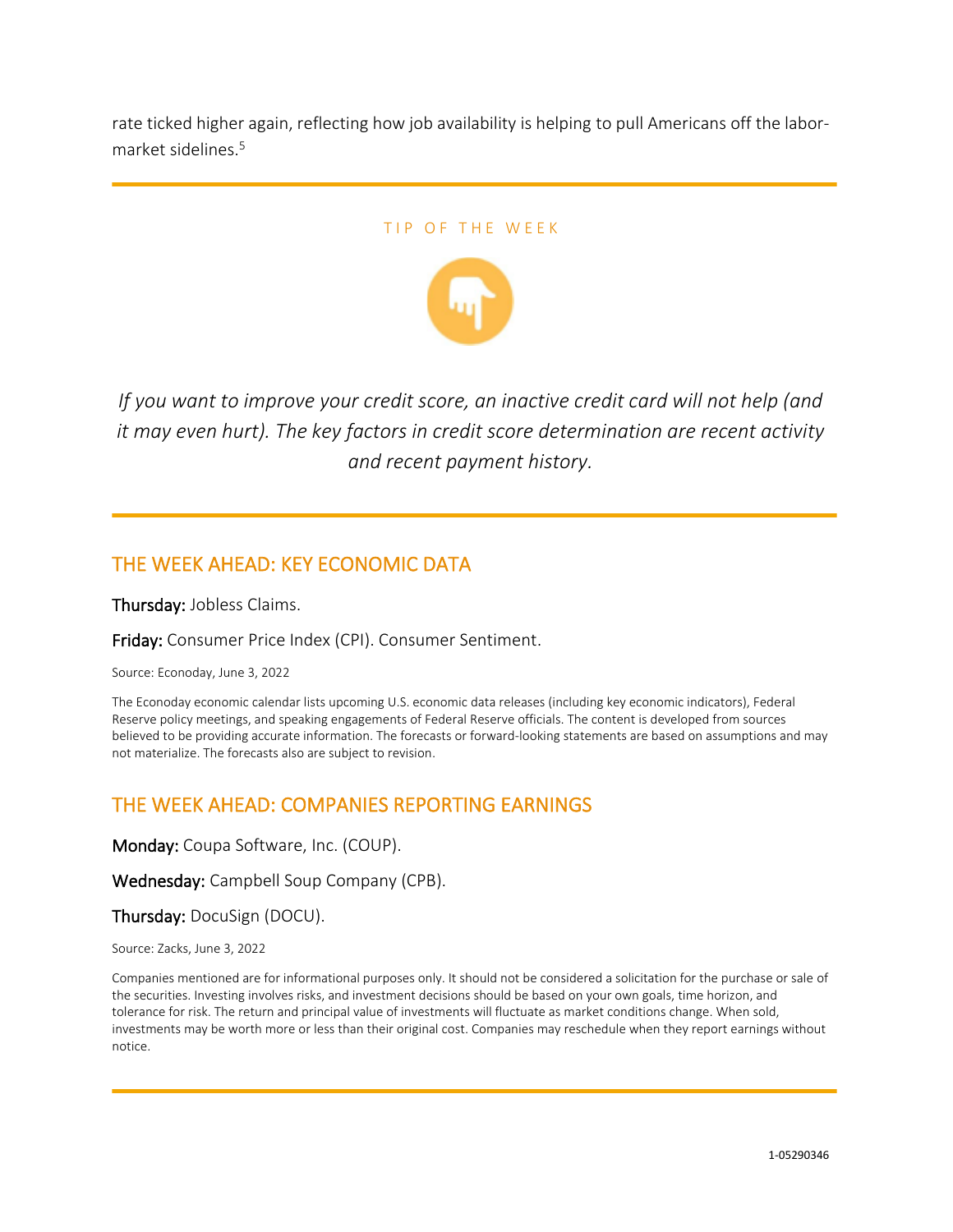rate ticked higher again, reflecting how job availability is helping to pull Americans off the labor-market sidelines.[5]

---

TIP OF THE WEEK

*If you want to improve your credit score, an inactive credit card will not help (and it may even hurt). The key factors in credit score determination are recent activity and recent payment history.*

---

## THE WEEK AHEAD: KEY ECONOMIC DATA

**Thursday:** Jobless Claims.

**Friday:** Consumer Price Index (CPI). Consumer Sentiment.

Source: Econoday, June 3, 2022

The Econoday economic calendar lists upcoming U.S. economic data releases (including key economic indicators), Federal Reserve policy meetings, and speaking engagements of Federal Reserve officials. The content is developed from sources believed to be providing accurate information. The forecasts or forward-looking statements are based on assumptions and may not materialize. The forecasts also are subject to revision.

## THE WEEK AHEAD: COMPANIES REPORTING EARNINGS

**Monday:** Coupa Software, Inc. (COUP).

**Wednesday:** Campbell Soup Company (CPB).

**Thursday:** DocuSign (DOCU).

Source: Zacks, June 3, 2022

Companies mentioned are for informational purposes only. It should not be considered a solicitation for the purchase or sale of the securities. Investing involves risks, and investment decisions should be based on your own goals, time horizon, and tolerance for risk. The return and principal value of investments will fluctuate as market conditions change. When sold, investments may be worth more or less than their original cost. Companies may reschedule when they report earnings without notice.

---

1-05290346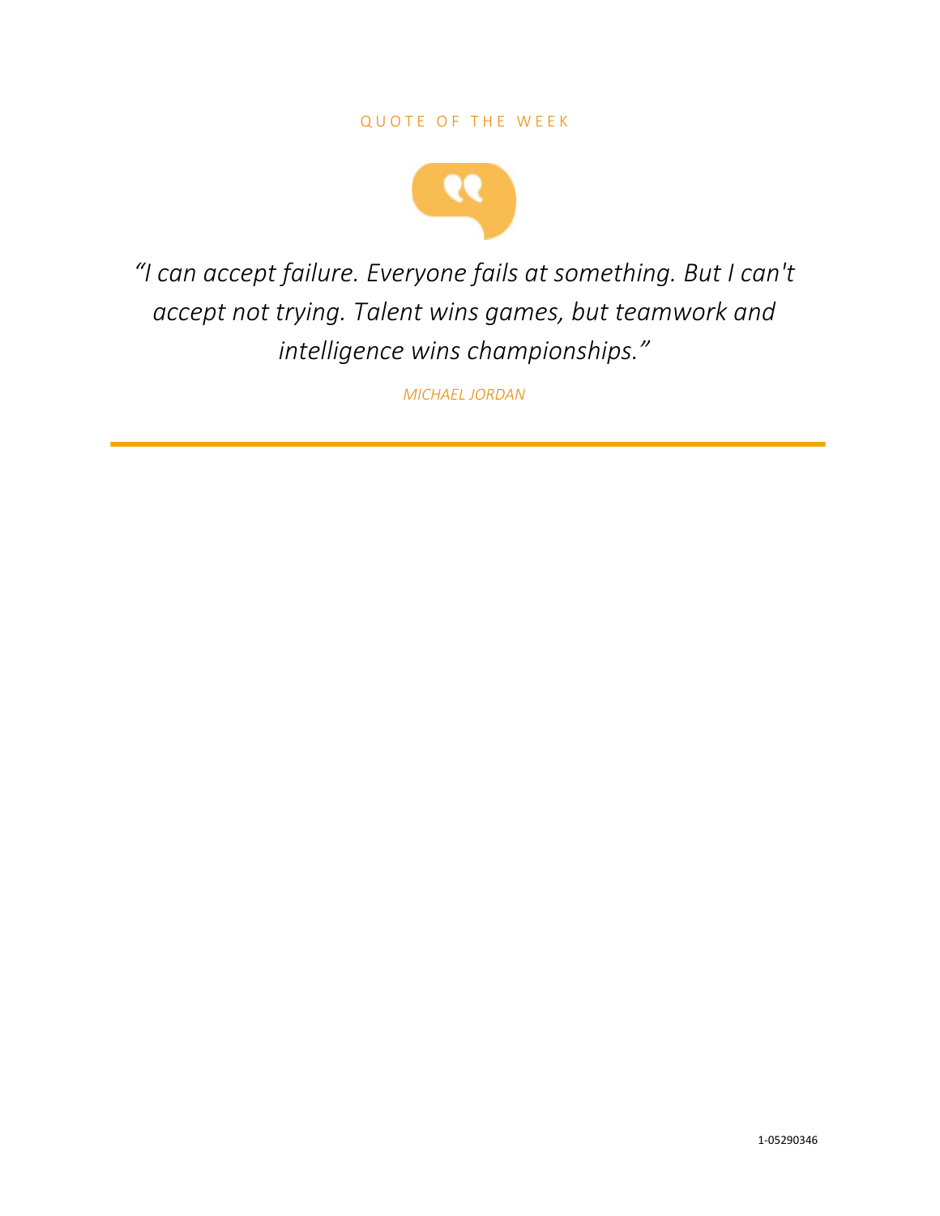QUOTE OF THE WEEK

*"I can accept failure. Everyone fails at something. But I can't accept not trying. Talent wins games, but teamwork and intelligence wins championships."*

*MICHAEL JORDAN*

---

1-05290346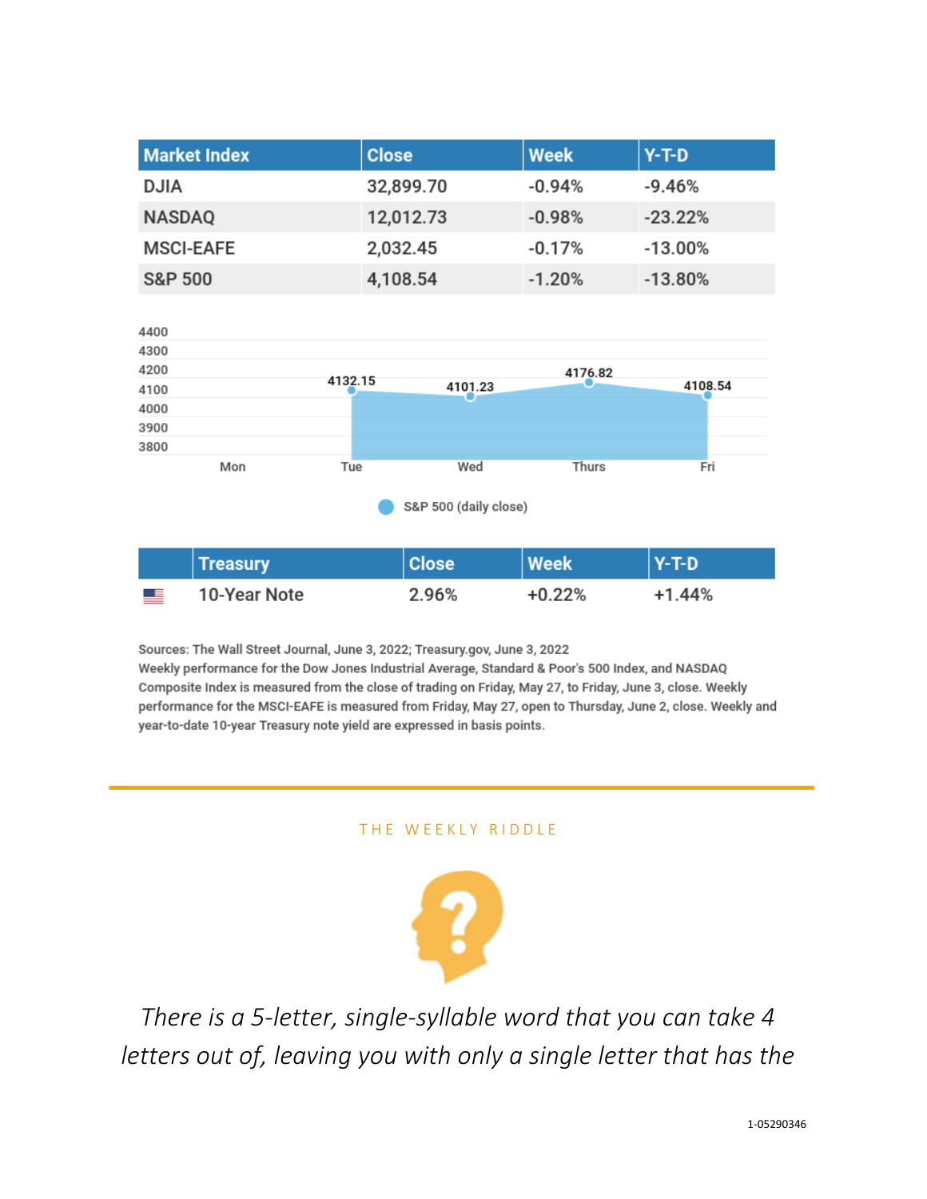| Market Index | Close | Week | Y-T-D |
|---|---|---|---|
| DJIA | 32,899.70 | -0.94% | -9.46% |
| NASDAQ | 12,012.73 | -0.98% | -23.22% |
| MSCI-EAFE | 2,032.45 | -0.17% | -13.00% |
| S&P 500 | 4,108.54 | -1.20% | -13.80% |

S&P 500 (daily close): Tue 4132.15, Wed 4101.23, Thurs 4176.82, Fri 4108.54

| | Treasury | Close | Week | Y-T-D |
|---|---|---|---|---|
| | 10-Year Note | 2.96% | +0.22% | +1.44% |

Sources: The Wall Street Journal, June 3, 2022; Treasury.gov, June 3, 2022
Weekly performance for the Dow Jones Industrial Average, Standard & Poor's 500 Index, and NASDAQ Composite Index is measured from the close of trading on Friday, May 27, to Friday, June 3, close. Weekly performance for the MSCI-EAFE is measured from Friday, May 27, open to Thursday, June 2, close. Weekly and year-to-date 10-year Treasury note yield are expressed in basis points.

---

THE WEEKLY RIDDLE

*There is a 5-letter, single-syllable word that you can take 4 letters out of, leaving you with only a single letter that has the*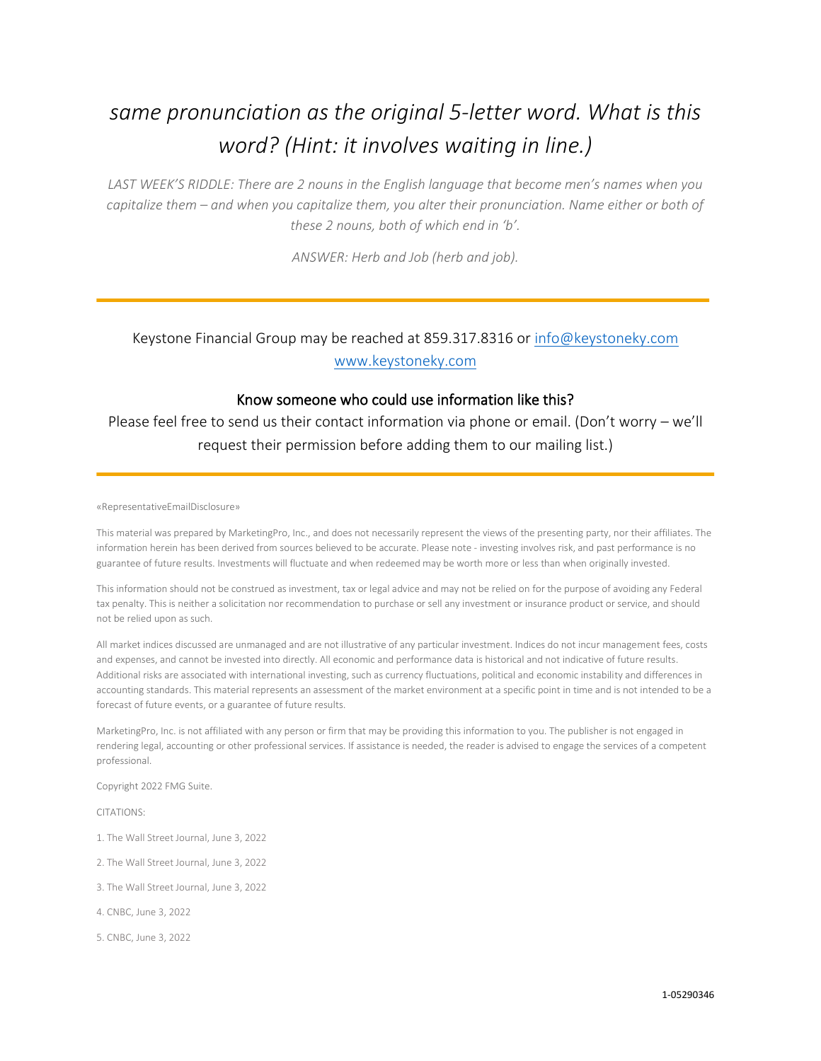*same pronunciation as the original 5-letter word. What is this word? (Hint: it involves waiting in line.)*

*LAST WEEK'S RIDDLE: There are 2 nouns in the English language that become men's names when you capitalize them – and when you capitalize them, you alter their pronunciation. Name either or both of these 2 nouns, both of which end in 'b'.*

*ANSWER: Herb and Job (herb and job).*

---

Keystone Financial Group may be reached at 859.317.8316 or [info@keystoneky.com](mailto:info@keystoneky.com)
[www.keystoneky.com](http://www.keystoneky.com)

Know someone who could use information like this?

Please feel free to send us their contact information via phone or email. (Don't worry – we'll request their permission before adding them to our mailing list.)

---

«RepresentativeEmailDisclosure»

This material was prepared by MarketingPro, Inc., and does not necessarily represent the views of the presenting party, nor their affiliates. The information herein has been derived from sources believed to be accurate. Please note - investing involves risk, and past performance is no guarantee of future results. Investments will fluctuate and when redeemed may be worth more or less than when originally invested.

This information should not be construed as investment, tax or legal advice and may not be relied on for the purpose of avoiding any Federal tax penalty. This is neither a solicitation nor recommendation to purchase or sell any investment or insurance product or service, and should not be relied upon as such.

All market indices discussed are unmanaged and are not illustrative of any particular investment. Indices do not incur management fees, costs and expenses, and cannot be invested into directly. All economic and performance data is historical and not indicative of future results. Additional risks are associated with international investing, such as currency fluctuations, political and economic instability and differences in accounting standards. This material represents an assessment of the market environment at a specific point in time and is not intended to be a forecast of future events, or a guarantee of future results.

MarketingPro, Inc. is not affiliated with any person or firm that may be providing this information to you. The publisher is not engaged in rendering legal, accounting or other professional services. If assistance is needed, the reader is advised to engage the services of a competent professional.

Copyright 2022 FMG Suite.

CITATIONS:

1. The Wall Street Journal, June 3, 2022

2. The Wall Street Journal, June 3, 2022

3. The Wall Street Journal, June 3, 2022

4. CNBC, June 3, 2022

5. CNBC, June 3, 2022

1-05290346